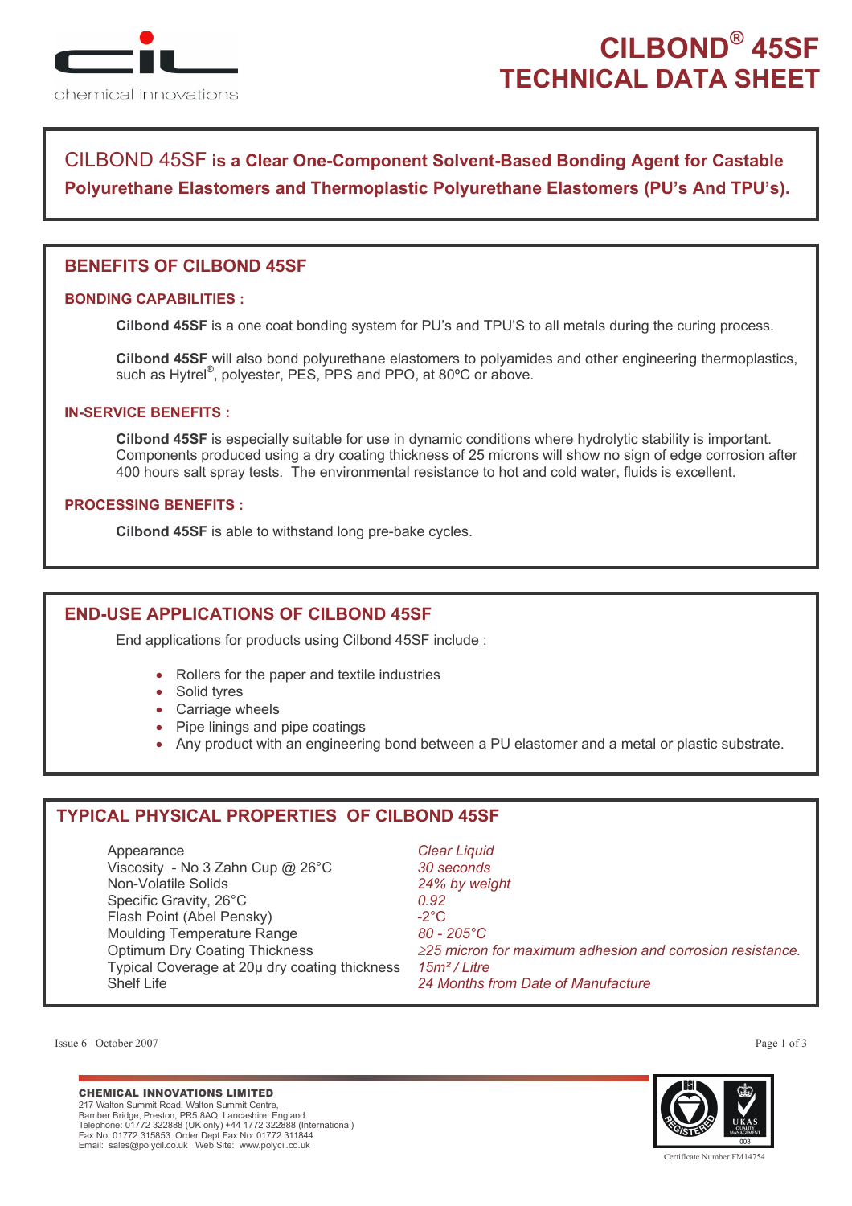# CILBOND® 45SF TECHNICAL DATA SHEET

CILBOND 45SF **is a Clear One-Component Solvent-Based Bonding Agent for Castable Polyurethane Elastomers and Thermoplastic Polyurethane Elastomers (PU's And TPU's).**

## BENEFITS OF CILBOND 45SF

### BONDING CAPABILITIES :

**Cilbond 45SF** is a one coat bonding system for PU's and TPU'S to all metals during the curing process.

**Cilbond 45SF** will also bond polyurethane elastomers to polyamides and other engineering thermoplastics, such as Hytrel®, polyester, PES, PPS and PPO, at 80ºC or above.

### IN-SERVICE BENEFITS :

**Cilbond 45SF** is especially suitable for use in dynamic conditions where hydrolytic stability is important. Components produced using a dry coating thickness of 25 microns will show no sign of edge corrosion after 400 hours salt spray tests. The environmental resistance to hot and cold water, fluids is excellent.

### PROCESSING BENEFITS :

**Cilbond 45SF** is able to withstand long pre-bake cycles.

## END-USE APPLICATIONS OF CILBOND 45SF

End applications for products using Cilbond 45SF include :

- Rollers for the paper and textile industries
- Solid tyres
- Carriage wheels
- Pipe linings and pipe coatings
- Any product with an engineering bond between a PU elastomer and a metal or plastic substrate.

## TYPICAL PHYSICAL PROPERTIES OF CILBOND 45SF

| Property | Value |
|---|---|
| Appearance | *Clear Liquid* |
| Viscosity - No 3 Zahn Cup @ 26°C | *30 seconds* |
| Non-Volatile Solids | *24% by weight* |
| Specific Gravity, 26°C | *0.92* |
| Flash Point (Abel Pensky) | *-2°C* |
| Moulding Temperature Range | *80 - 205°C* |
| Optimum Dry Coating Thickness | *≥25 micron for maximum adhesion and corrosion resistance.* |
| Typical Coverage at 20μ dry coating thickness | *15m² / Litre* |
| Shelf Life | *24 Months from Date of Manufacture* |

Issue 6 October 2007

**CHEMICAL INNOVATIONS LIMITED**
217 Walton Summit Road, Walton Summit Centre,
Bamber Bridge, Preston, PR5 8AQ, Lancashire, England.
Telephone: 01772 322888 (UK only) +44 1772 322888 (International)
Fax No: 01772 315853 Order Dept Fax No: 01772 311844
Email: sales@polycil.co.uk Web Site: www.polycil.co.uk

Certificate Number FM14754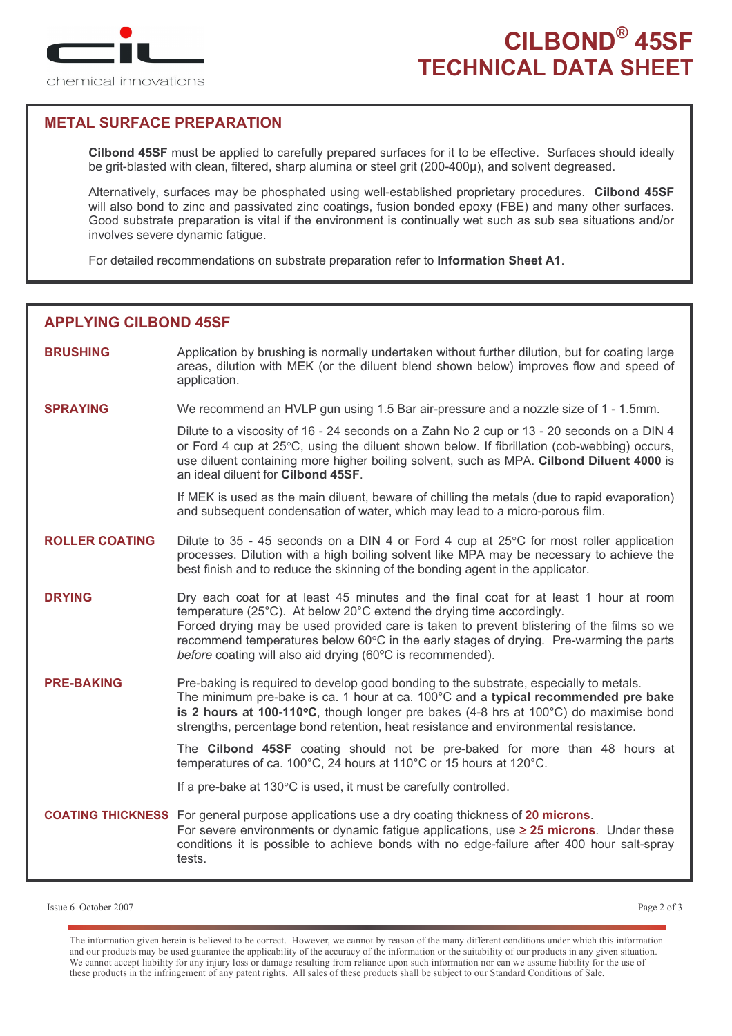# CILBOND® 45SF TECHNICAL DATA SHEET

## METAL SURFACE PREPARATION

**Cilbond 45SF** must be applied to carefully prepared surfaces for it to be effective. Surfaces should ideally be grit-blasted with clean, filtered, sharp alumina or steel grit (200-400µ), and solvent degreased.

Alternatively, surfaces may be phosphated using well-established proprietary procedures. **Cilbond 45SF** will also bond to zinc and passivated zinc coatings, fusion bonded epoxy (FBE) and many other surfaces. Good substrate preparation is vital if the environment is continually wet such as sub sea situations and/or involves severe dynamic fatigue.

For detailed recommendations on substrate preparation refer to **Information Sheet A1**.

## APPLYING CILBOND 45SF

**BRUSHING**

Application by brushing is normally undertaken without further dilution, but for coating large areas, dilution with MEK (or the diluent blend shown below) improves flow and speed of application.

**SPRAYING**

We recommend an HVLP gun using 1.5 Bar air-pressure and a nozzle size of 1 - 1.5mm.

Dilute to a viscosity of 16 - 24 seconds on a Zahn No 2 cup or 13 - 20 seconds on a DIN 4 or Ford 4 cup at 25°C, using the diluent shown below. If fibrillation (cob-webbing) occurs, use diluent containing more higher boiling solvent, such as MPA. **Cilbond Diluent 4000** is an ideal diluent for **Cilbond 45SF**.

If MEK is used as the main diluent, beware of chilling the metals (due to rapid evaporation) and subsequent condensation of water, which may lead to a micro-porous film.

**ROLLER COATING**

Dilute to 35 - 45 seconds on a DIN 4 or Ford 4 cup at 25°C for most roller application processes. Dilution with a high boiling solvent like MPA may be necessary to achieve the best finish and to reduce the skinning of the bonding agent in the applicator.

**DRYING**

Dry each coat for at least 45 minutes and the final coat for at least 1 hour at room temperature (25°C). At below 20°C extend the drying time accordingly.
Forced drying may be used provided care is taken to prevent blistering of the films so we recommend temperatures below 60°C in the early stages of drying. Pre-warming the parts *before* coating will also aid drying (60ºC is recommended).

**PRE-BAKING**

Pre-baking is required to develop good bonding to the substrate, especially to metals.
The minimum pre-bake is ca. 1 hour at ca. 100°C and a **typical recommended pre bake is 2 hours at 100-110ºC**, though longer pre bakes (4-8 hrs at 100°C) do maximise bond strengths, percentage bond retention, heat resistance and environmental resistance.

The **Cilbond 45SF** coating should not be pre-baked for more than 48 hours at temperatures of ca. 100°C, 24 hours at 110°C or 15 hours at 120°C.

If a pre-bake at 130°C is used, it must be carefully controlled.

**COATING THICKNESS**

For general purpose applications use a dry coating thickness of **20 microns**.
For severe environments or dynamic fatigue applications, use **≥ 25 microns**. Under these conditions it is possible to achieve bonds with no edge-failure after 400 hour salt-spray tests.

Issue 6 October 2007

The information given herein is believed to be correct. However, we cannot by reason of the many different conditions under which this information and our products may be used guarantee the applicability of the accuracy of the information or the suitability of our products in any given situation. We cannot accept liability for any injury loss or damage resulting from reliance upon such information nor can we assume liability for the use of these products in the infringement of any patent rights. All sales of these products shall be subject to our Standard Conditions of Sale.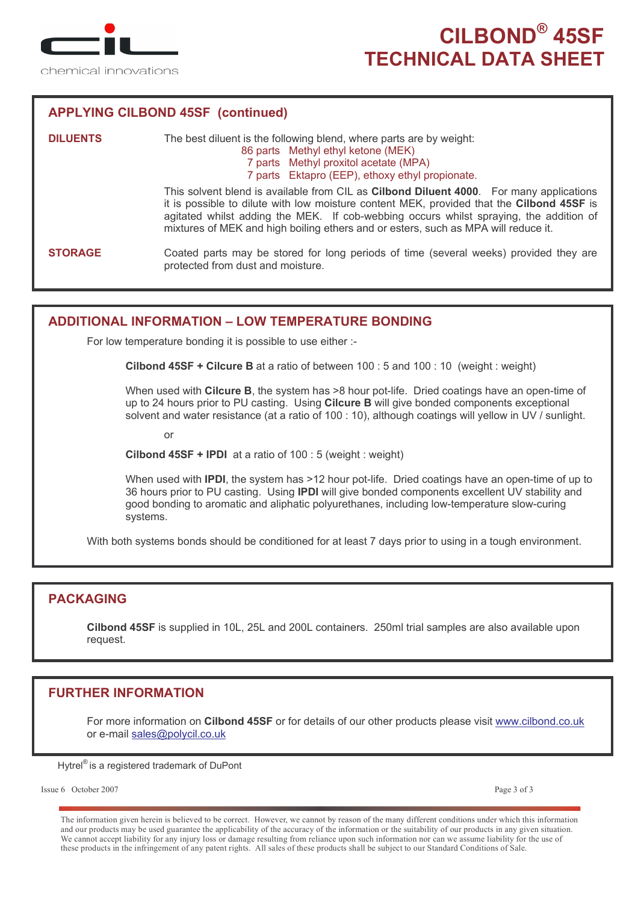# CILBOND® 45SF TECHNICAL DATA SHEET

## APPLYING CILBOND 45SF (continued)

**DILUENTS**

The best diluent is the following blend, where parts are by weight:

86 parts Methyl ethyl ketone (MEK)
7 parts Methyl proxitol acetate (MPA)
7 parts Ektapro (EEP), ethoxy ethyl propionate.

This solvent blend is available from CIL as **Cilbond Diluent 4000**. For many applications it is possible to dilute with low moisture content MEK, provided that the **Cilbond 45SF** is agitated whilst adding the MEK. If cob-webbing occurs whilst spraying, the addition of mixtures of MEK and high boiling ethers and or esters, such as MPA will reduce it.

**STORAGE**

Coated parts may be stored for long periods of time (several weeks) provided they are protected from dust and moisture.

## ADDITIONAL INFORMATION – LOW TEMPERATURE BONDING

For low temperature bonding it is possible to use either :-

**Cilbond 45SF + Cilcure B** at a ratio of between 100 : 5 and 100 : 10 (weight : weight)

When used with **Cilcure B**, the system has >8 hour pot-life. Dried coatings have an open-time of up to 24 hours prior to PU casting. Using **Cilcure B** will give bonded components exceptional solvent and water resistance (at a ratio of 100 : 10), although coatings will yellow in UV / sunlight.

or

**Cilbond 45SF + IPDI** at a ratio of 100 : 5 (weight : weight)

When used with **IPDI**, the system has >12 hour pot-life. Dried coatings have an open-time of up to 36 hours prior to PU casting. Using **IPDI** will give bonded components excellent UV stability and good bonding to aromatic and aliphatic polyurethanes, including low-temperature slow-curing systems.

With both systems bonds should be conditioned for at least 7 days prior to using in a tough environment.

## PACKAGING

**Cilbond 45SF** is supplied in 10L, 25L and 200L containers. 250ml trial samples are also available upon request.

## FURTHER INFORMATION

For more information on **Cilbond 45SF** or for details of our other products please visit www.cilbond.co.uk or e-mail sales@polycil.co.uk

Hytrel® is a registered trademark of DuPont

Issue 6 October 2007

The information given herein is believed to be correct. However, we cannot by reason of the many different conditions under which this information and our products may be used guarantee the applicability of the accuracy of the information or the suitability of our products in any given situation. We cannot accept liability for any injury loss or damage resulting from reliance upon such information nor can we assume liability for the use of these products in the infringement of any patent rights. All sales of these products shall be subject to our Standard Conditions of Sale.